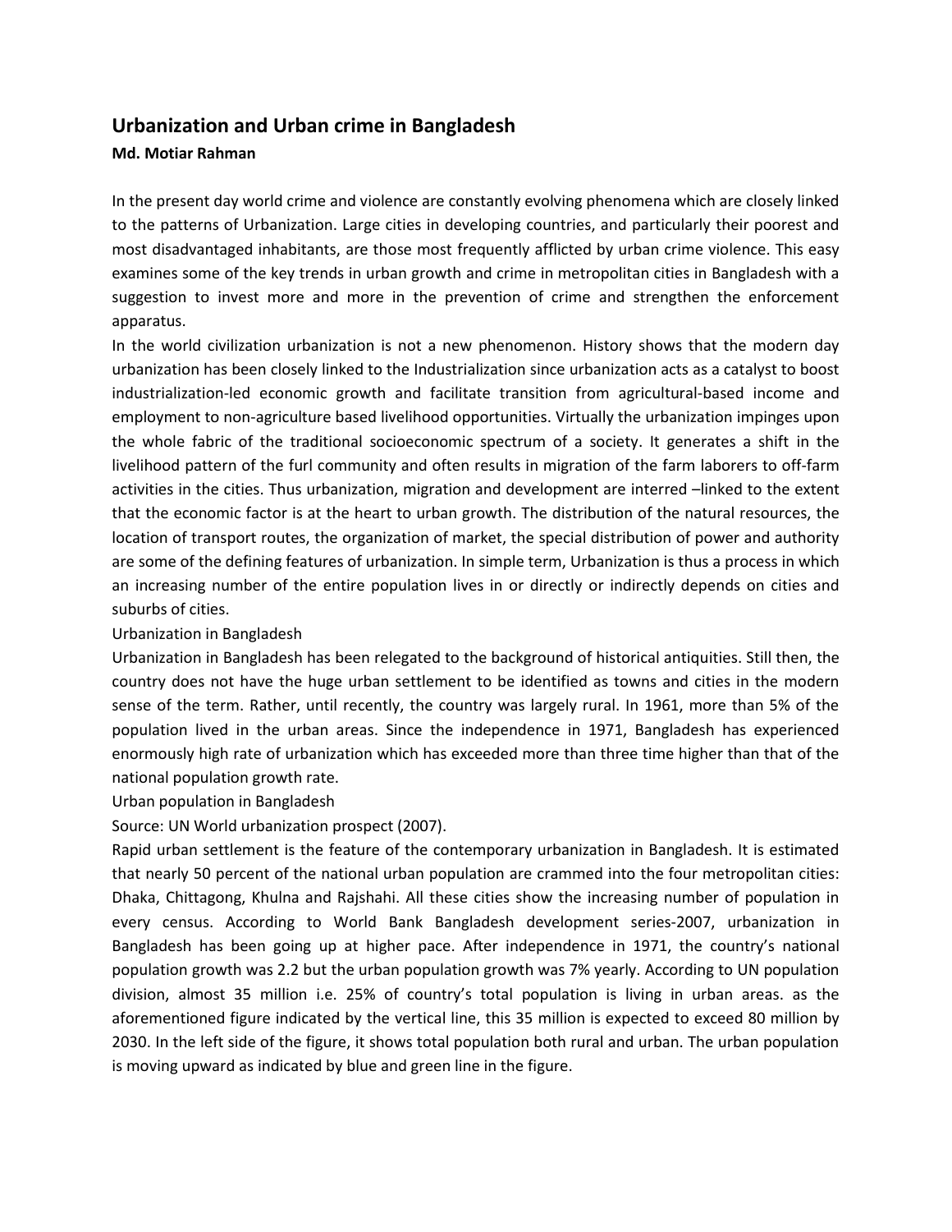# Urbanization and Urban crime in Bangladesh

**Md. Motiar Rahman**

In the present day world crime and violence are constantly evolving phenomena which are closely linked to the patterns of Urbanization. Large cities in developing countries, and particularly their poorest and most disadvantaged inhabitants, are those most frequently afflicted by urban crime violence. This easy examines some of the key trends in urban growth and crime in metropolitan cities in Bangladesh with a suggestion to invest more and more in the prevention of crime and strengthen the enforcement apparatus.

In the world civilization urbanization is not a new phenomenon. History shows that the modern day urbanization has been closely linked to the Industrialization since urbanization acts as a catalyst to boost industrialization-led economic growth and facilitate transition from agricultural-based income and employment to non-agriculture based livelihood opportunities. Virtually the urbanization impinges upon the whole fabric of the traditional socioeconomic spectrum of a society. It generates a shift in the livelihood pattern of the furl community and often results in migration of the farm laborers to off-farm activities in the cities. Thus urbanization, migration and development are interred –linked to the extent that the economic factor is at the heart to urban growth. The distribution of the natural resources, the location of transport routes, the organization of market, the special distribution of power and authority are some of the defining features of urbanization. In simple term, Urbanization is thus a process in which an increasing number of the entire population lives in or directly or indirectly depends on cities and suburbs of cities.

Urbanization in Bangladesh

Urbanization in Bangladesh has been relegated to the background of historical antiquities. Still then, the country does not have the huge urban settlement to be identified as towns and cities in the modern sense of the term. Rather, until recently, the country was largely rural. In 1961, more than 5% of the population lived in the urban areas. Since the independence in 1971, Bangladesh has experienced enormously high rate of urbanization which has exceeded more than three time higher than that of the national population growth rate.

Urban population in Bangladesh

Source: UN World urbanization prospect (2007).

Rapid urban settlement is the feature of the contemporary urbanization in Bangladesh. It is estimated that nearly 50 percent of the national urban population are crammed into the four metropolitan cities: Dhaka, Chittagong, Khulna and Rajshahi. All these cities show the increasing number of population in every census. According to World Bank Bangladesh development series-2007, urbanization in Bangladesh has been going up at higher pace. After independence in 1971, the country's national population growth was 2.2 but the urban population growth was 7% yearly. According to UN population division, almost 35 million i.e. 25% of country's total population is living in urban areas. as the aforementioned figure indicated by the vertical line, this 35 million is expected to exceed 80 million by 2030. In the left side of the figure, it shows total population both rural and urban. The urban population is moving upward as indicated by blue and green line in the figure.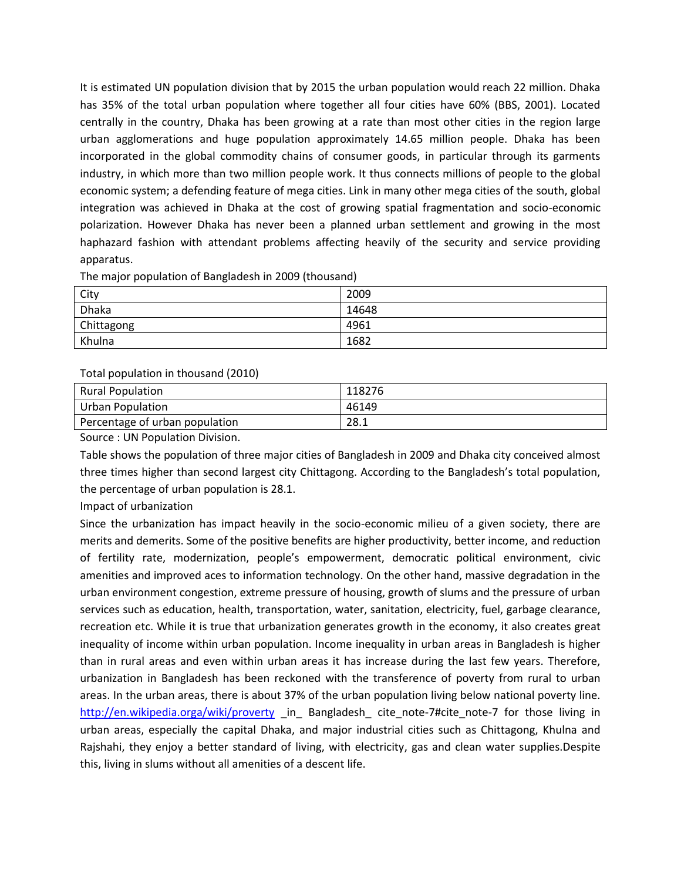It is estimated UN population division that by 2015 the urban population would reach 22 million. Dhaka has 35% of the total urban population where together all four cities have 60% (BBS, 2001). Located centrally in the country, Dhaka has been growing at a rate than most other cities in the region large urban agglomerations and huge population approximately 14.65 million people. Dhaka has been incorporated in the global commodity chains of consumer goods, in particular through its garments industry, in which more than two million people work. It thus connects millions of people to the global economic system; a defending feature of mega cities. Link in many other mega cities of the south, global integration was achieved in Dhaka at the cost of growing spatial fragmentation and socio-economic polarization. However Dhaka has never been a planned urban settlement and growing in the most haphazard fashion with attendant problems affecting heavily of the security and service providing apparatus.

The major population of Bangladesh in 2009 (thousand)

| City | 2009 |
| --- | --- |
| Dhaka | 14648 |
| Chittagong | 4961 |
| Khulna | 1682 |

Total population in thousand (2010)

| Rural Population | 118276 |
| --- | --- |
| Urban Population | 46149 |
| Percentage of urban population | 28.1 |

Source : UN Population Division.

Table shows the population of three major cities of Bangladesh in 2009 and Dhaka city conceived almost three times higher than second largest city Chittagong. According to the Bangladesh's total population, the percentage of urban population is 28.1.

Impact of urbanization

Since the urbanization has impact heavily in the socio-economic milieu of a given society, there are merits and demerits. Some of the positive benefits are higher productivity, better income, and reduction of fertility rate, modernization, people's empowerment, democratic political environment, civic amenities and improved aces to information technology. On the other hand, massive degradation in the urban environment congestion, extreme pressure of housing, growth of slums and the pressure of urban services such as education, health, transportation, water, sanitation, electricity, fuel, garbage clearance, recreation etc. While it is true that urbanization generates growth in the economy, it also creates great inequality of income within urban population. Income inequality in urban areas in Bangladesh is higher than in rural areas and even within urban areas it has increase during the last few years. Therefore, urbanization in Bangladesh has been reckoned with the transference of poverty from rural to urban areas. In the urban areas, there is about 37% of the urban population living below national poverty line. http://en.wikipedia.orga/wiki/proverty _in_ Bangladesh_ cite_note-7#cite_note-7 for those living in urban areas, especially the capital Dhaka, and major industrial cities such as Chittagong, Khulna and Rajshahi, they enjoy a better standard of living, with electricity, gas and clean water supplies.Despite this, living in slums without all amenities of a descent life.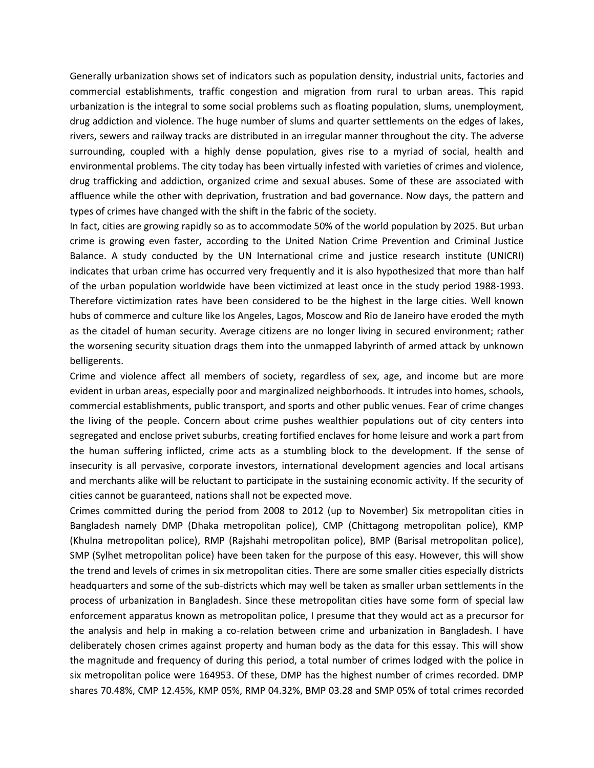Generally urbanization shows set of indicators such as population density, industrial units, factories and commercial establishments, traffic congestion and migration from rural to urban areas. This rapid urbanization is the integral to some social problems such as floating population, slums, unemployment, drug addiction and violence. The huge number of slums and quarter settlements on the edges of lakes, rivers, sewers and railway tracks are distributed in an irregular manner throughout the city. The adverse surrounding, coupled with a highly dense population, gives rise to a myriad of social, health and environmental problems. The city today has been virtually infested with varieties of crimes and violence, drug trafficking and addiction, organized crime and sexual abuses. Some of these are associated with affluence while the other with deprivation, frustration and bad governance. Now days, the pattern and types of crimes have changed with the shift in the fabric of the society.

In fact, cities are growing rapidly so as to accommodate 50% of the world population by 2025. But urban crime is growing even faster, according to the United Nation Crime Prevention and Criminal Justice Balance. A study conducted by the UN International crime and justice research institute (UNICRI) indicates that urban crime has occurred very frequently and it is also hypothesized that more than half of the urban population worldwide have been victimized at least once in the study period 1988-1993. Therefore victimization rates have been considered to be the highest in the large cities. Well known hubs of commerce and culture like los Angeles, Lagos, Moscow and Rio de Janeiro have eroded the myth as the citadel of human security. Average citizens are no longer living in secured environment; rather the worsening security situation drags them into the unmapped labyrinth of armed attack by unknown belligerents.

Crime and violence affect all members of society, regardless of sex, age, and income but are more evident in urban areas, especially poor and marginalized neighborhoods. It intrudes into homes, schools, commercial establishments, public transport, and sports and other public venues. Fear of crime changes the living of the people. Concern about crime pushes wealthier populations out of city centers into segregated and enclose privet suburbs, creating fortified enclaves for home leisure and work a part from the human suffering inflicted, crime acts as a stumbling block to the development. If the sense of insecurity is all pervasive, corporate investors, international development agencies and local artisans and merchants alike will be reluctant to participate in the sustaining economic activity. If the security of cities cannot be guaranteed, nations shall not be expected move.

Crimes committed during the period from 2008 to 2012 (up to November) Six metropolitan cities in Bangladesh namely DMP (Dhaka metropolitan police), CMP (Chittagong metropolitan police), KMP (Khulna metropolitan police), RMP (Rajshahi metropolitan police), BMP (Barisal metropolitan police), SMP (Sylhet metropolitan police) have been taken for the purpose of this easy. However, this will show the trend and levels of crimes in six metropolitan cities. There are some smaller cities especially districts headquarters and some of the sub-districts which may well be taken as smaller urban settlements in the process of urbanization in Bangladesh. Since these metropolitan cities have some form of special law enforcement apparatus known as metropolitan police, I presume that they would act as a precursor for the analysis and help in making a co-relation between crime and urbanization in Bangladesh. I have deliberately chosen crimes against property and human body as the data for this essay. This will show the magnitude and frequency of during this period, a total number of crimes lodged with the police in six metropolitan police were 164953. Of these, DMP has the highest number of crimes recorded. DMP shares 70.48%, CMP 12.45%, KMP 05%, RMP 04.32%, BMP 03.28 and SMP 05% of total crimes recorded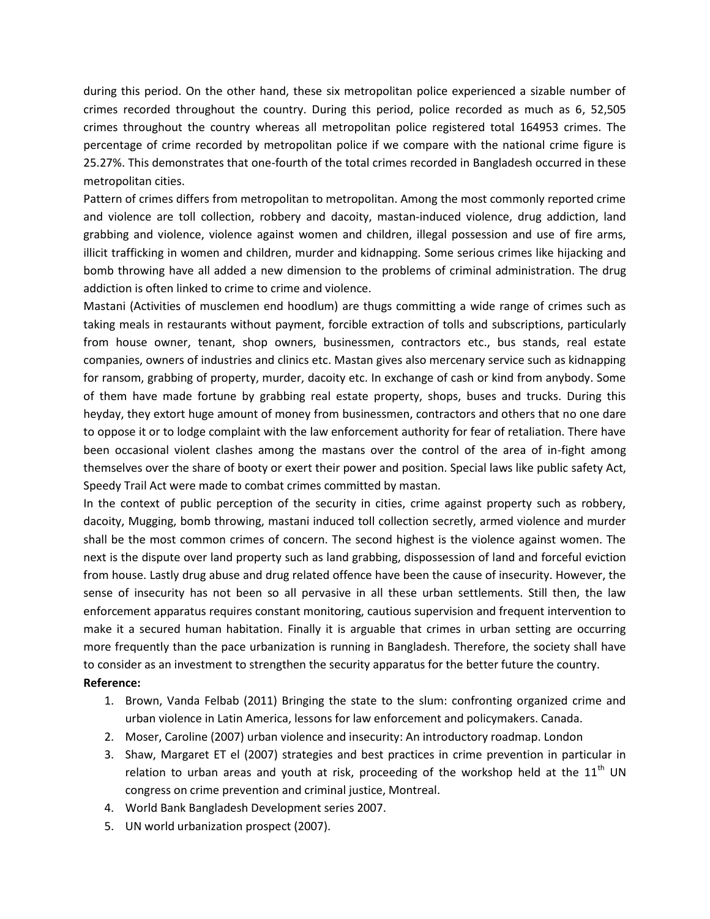during this period. On the other hand, these six metropolitan police experienced a sizable number of crimes recorded throughout the country. During this period, police recorded as much as 6, 52,505 crimes throughout the country whereas all metropolitan police registered total 164953 crimes. The percentage of crime recorded by metropolitan police if we compare with the national crime figure is 25.27%. This demonstrates that one-fourth of the total crimes recorded in Bangladesh occurred in these metropolitan cities.

Pattern of crimes differs from metropolitan to metropolitan. Among the most commonly reported crime and violence are toll collection, robbery and dacoity, mastan-induced violence, drug addiction, land grabbing and violence, violence against women and children, illegal possession and use of fire arms, illicit trafficking in women and children, murder and kidnapping. Some serious crimes like hijacking and bomb throwing have all added a new dimension to the problems of criminal administration. The drug addiction is often linked to crime to crime and violence.

Mastani (Activities of musclemen end hoodlum) are thugs committing a wide range of crimes such as taking meals in restaurants without payment, forcible extraction of tolls and subscriptions, particularly from house owner, tenant, shop owners, businessmen, contractors etc., bus stands, real estate companies, owners of industries and clinics etc. Mastan gives also mercenary service such as kidnapping for ransom, grabbing of property, murder, dacoity etc. In exchange of cash or kind from anybody. Some of them have made fortune by grabbing real estate property, shops, buses and trucks. During this heyday, they extort huge amount of money from businessmen, contractors and others that no one dare to oppose it or to lodge complaint with the law enforcement authority for fear of retaliation. There have been occasional violent clashes among the mastans over the control of the area of in-fight among themselves over the share of booty or exert their power and position. Special laws like public safety Act, Speedy Trail Act were made to combat crimes committed by mastan.

In the context of public perception of the security in cities, crime against property such as robbery, dacoity, Mugging, bomb throwing, mastani induced toll collection secretly, armed violence and murder shall be the most common crimes of concern. The second highest is the violence against women. The next is the dispute over land property such as land grabbing, dispossession of land and forceful eviction from house. Lastly drug abuse and drug related offence have been the cause of insecurity. However, the sense of insecurity has not been so all pervasive in all these urban settlements. Still then, the law enforcement apparatus requires constant monitoring, cautious supervision and frequent intervention to make it a secured human habitation. Finally it is arguable that crimes in urban setting are occurring more frequently than the pace urbanization is running in Bangladesh. Therefore, the society shall have to consider as an investment to strengthen the security apparatus for the better future the country.

**Reference:**

1. Brown, Vanda Felbab (2011) Bringing the state to the slum: confronting organized crime and urban violence in Latin America, lessons for law enforcement and policymakers. Canada.
2. Moser, Caroline (2007) urban violence and insecurity: An introductory roadmap. London
3. Shaw, Margaret ET el (2007) strategies and best practices in crime prevention in particular in relation to urban areas and youth at risk, proceeding of the workshop held at the 11th UN congress on crime prevention and criminal justice, Montreal.
4. World Bank Bangladesh Development series 2007.
5. UN world urbanization prospect (2007).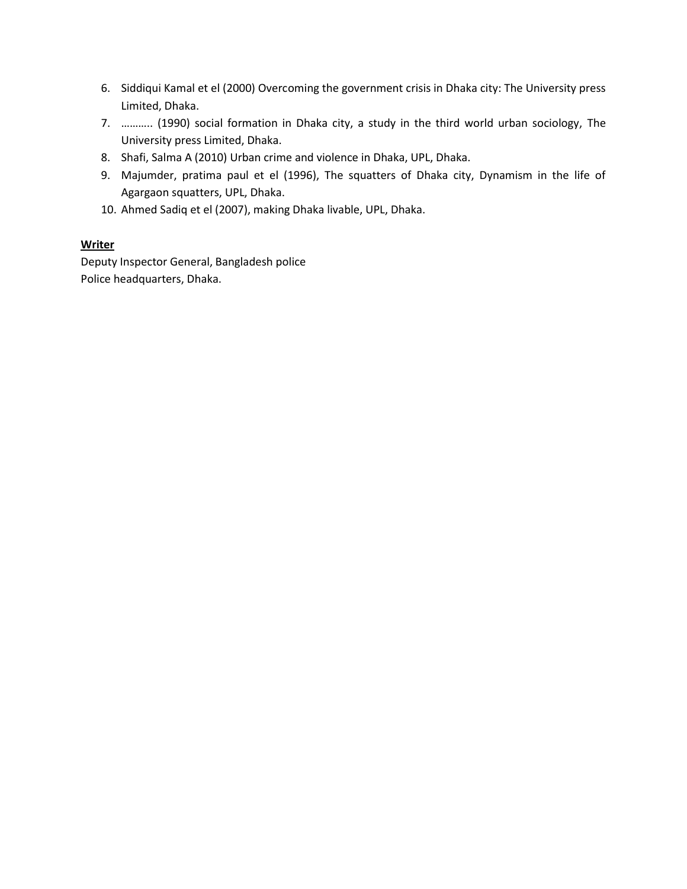6. Siddiqui Kamal et el (2000) Overcoming the government crisis in Dhaka city: The University press Limited, Dhaka.
7. ……….. (1990) social formation in Dhaka city, a study in the third world urban sociology, The University press Limited, Dhaka.
8. Shafi, Salma A (2010) Urban crime and violence in Dhaka, UPL, Dhaka.
9. Majumder, pratima paul et el (1996), The squatters of Dhaka city, Dynamism in the life of Agargaon squatters, UPL, Dhaka.
10. Ahmed Sadiq et el (2007), making Dhaka livable, UPL, Dhaka.

**Writer**

Deputy Inspector General, Bangladesh police
Police headquarters, Dhaka.